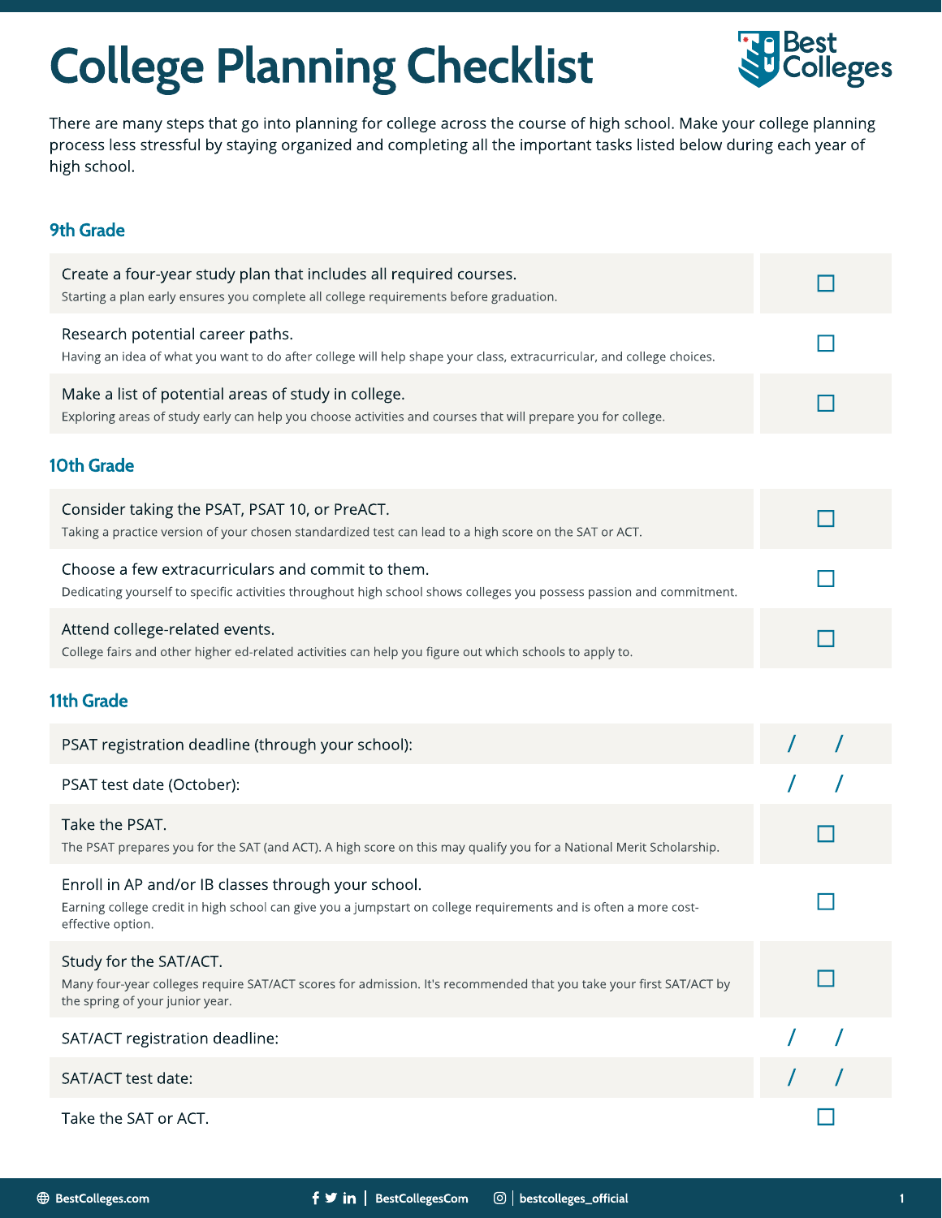# College Planning Checklist

There are many steps that go into planning for college across the course of high school. Make your college planning process less stressful by staying organized and completing all the important tasks listed below during each year of high school.

## 9th Grade

- ☐ **Create a four-year study plan that includes all required courses.**
  Starting a plan early ensures you complete all college requirements before graduation.
- ☐ **Research potential career paths.**
  Having an idea of what you want to do after college will help shape your class, extracurricular, and college choices.
- ☐ **Make a list of potential areas of study in college.**
  Exploring areas of study early can help you choose activities and courses that will prepare you for college.

## 10th Grade

- ☐ **Consider taking the PSAT, PSAT 10, or PreACT.**
  Taking a practice version of your chosen standardized test can lead to a high score on the SAT or ACT.
- ☐ **Choose a few extracurriculars and commit to them.**
  Dedicating yourself to specific activities throughout high school shows colleges you possess passion and commitment.
- ☐ **Attend college-related events.**
  College fairs and other higher ed-related activities can help you figure out which schools to apply to.

## 11th Grade

- PSAT registration deadline (through your school): ___ / ___ / ___
- PSAT test date (October): ___ / ___ / ___
- ☐ **Take the PSAT.**
  The PSAT prepares you for the SAT (and ACT). A high score on this may qualify you for a National Merit Scholarship.
- ☐ **Enroll in AP and/or IB classes through your school.**
  Earning college credit in high school can give you a jumpstart on college requirements and is often a more cost-effective option.
- ☐ **Study for the SAT/ACT.**
  Many four-year colleges require SAT/ACT scores for admission. It's recommended that you take your first SAT/ACT by the spring of your junior year.
- SAT/ACT registration deadline: ___ / ___ / ___
- SAT/ACT test date: ___ / ___ / ___
- ☐ **Take the SAT or ACT.**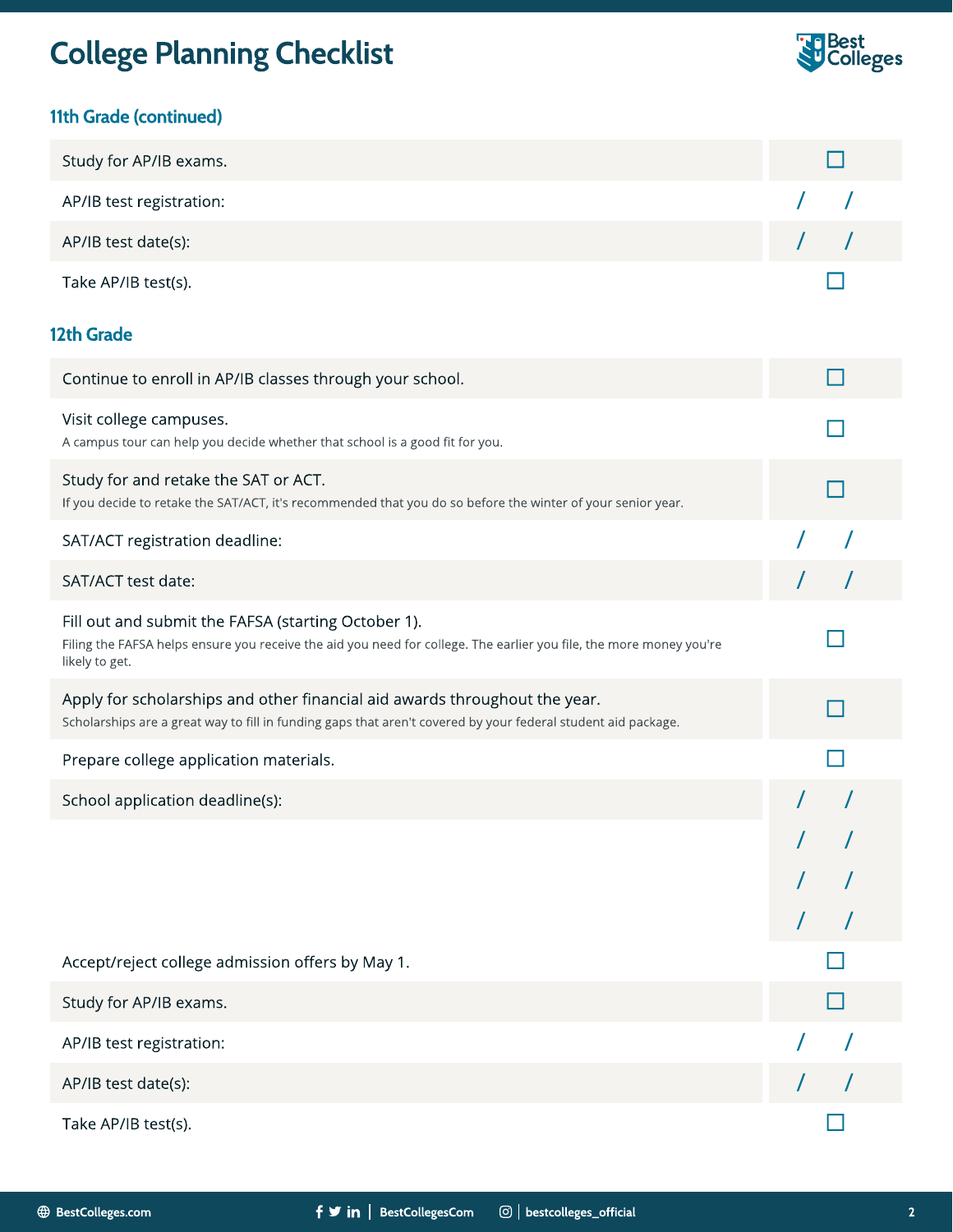# College Planning Checklist

## 11th Grade (continued)

| | |
|---|---|
| Study for AP/IB exams. | ☐ |
| AP/IB test registration: | / / |
| AP/IB test date(s): | / / |
| Take AP/IB test(s). | ☐ |

## 12th Grade

| | |
|---|---|
| Continue to enroll in AP/IB classes through your school. | ☐ |
| Visit college campuses.<br>A campus tour can help you decide whether that school is a good fit for you. | ☐ |
| Study for and retake the SAT or ACT.<br>If you decide to retake the SAT/ACT, it's recommended that you do so before the winter of your senior year. | ☐ |
| SAT/ACT registration deadline: | / / |
| SAT/ACT test date: | / / |
| Fill out and submit the FAFSA (starting October 1).<br>Filing the FAFSA helps ensure you receive the aid you need for college. The earlier you file, the more money you're likely to get. | ☐ |
| Apply for scholarships and other financial aid awards throughout the year.<br>Scholarships are a great way to fill in funding gaps that aren't covered by your federal student aid package. | ☐ |
| Prepare college application materials. | ☐ |
| School application deadline(s): | / / |
| | / / |
| | / / |
| | / / |
| Accept/reject college admission offers by May 1. | ☐ |
| Study for AP/IB exams. | ☐ |
| AP/IB test registration: | / / |
| AP/IB test date(s): | / / |
| Take AP/IB test(s). | ☐ |